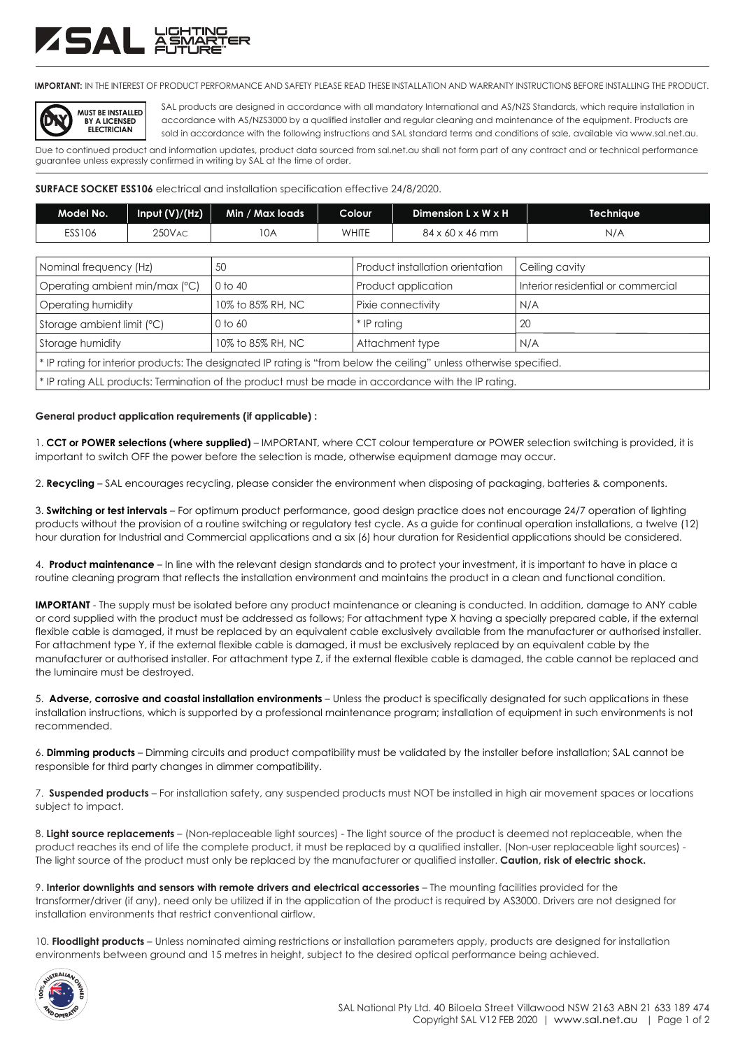**IMPORTANT:** IN THE INTEREST OF PRODUCT PERFORMANCE AND SAFETY PLEASE READ THESE INSTALLATION AND WARRANTY INSTRUCTIONS BEFORE INSTALLING THE PRODUCT.

**MUST BE INSTALLED BY A LICENSED ELECTRICIAN**

SAL products are designed in accordance with all mandatory International and AS/NZS Standards, which require installation in accordance with AS/NZS3000 by a qualified installer and regular cleaning and maintenance of the equipment. Products are sold in accordance with the following instructions and SAL standard terms and conditions of sale, available via www.sal.net.au.

Due to continued product and information updates, product data sourced from sal.net.au shall not form part of any contract and or technical performance guarantee unless expressly confirmed in writing by SAL at the time of order.

**SURFACE SOCKET ESS106** electrical and installation specification effective 24/8/2020.

| Model No. | Input (V)/(Hz) | Min / Max loads | Colour | Dimension L x W x H | Technique |
|---|---|---|---|---|---|
| ESS106 | 250VAC | 10A | WHITE | 84 x 60 x 46 mm | N/A |

| | | | |
|---|---|---|---|
| Nominal frequency (Hz) | 50 | Product installation orientation | Ceiling cavity |
| Operating ambient min/max (°C) | 0 to 40 | Product application | Interior residential or commercial |
| Operating humidity | 10% to 85% RH, NC | Pixie connectivity | N/A |
| Storage ambient limit (°C) | 0 to 60 | * IP rating | 20 |
| Storage humidity | 10% to 85% RH, NC | Attachment type | N/A |
| * IP rating for interior products: The designated IP rating is "from below the ceiling" unless otherwise specified. | | | |
| * IP rating ALL products: Termination of the product must be made in accordance with the IP rating. | | | |

**General product application requirements (if applicable) :**

1. **CCT or POWER selections (where supplied)** – IMPORTANT, where CCT colour temperature or POWER selection switching is provided, it is important to switch OFF the power before the selection is made, otherwise equipment damage may occur.

2. **Recycling** – SAL encourages recycling, please consider the environment when disposing of packaging, batteries & components.

3. **Switching or test intervals** – For optimum product performance, good design practice does not encourage 24/7 operation of lighting products without the provision of a routine switching or regulatory test cycle. As a guide for continual operation installations, a twelve (12) hour duration for Industrial and Commercial applications and a six (6) hour duration for Residential applications should be considered.

4. **Product maintenance** – In line with the relevant design standards and to protect your investment, it is important to have in place a routine cleaning program that reflects the installation environment and maintains the product in a clean and functional condition.

**IMPORTANT** - The supply must be isolated before any product maintenance or cleaning is conducted. In addition, damage to ANY cable or cord supplied with the product must be addressed as follows; For attachment type X having a specially prepared cable, if the external flexible cable is damaged, it must be replaced by an equivalent cable exclusively available from the manufacturer or authorised installer. For attachment type Y, if the external flexible cable is damaged, it must be exclusively replaced by an equivalent cable by the manufacturer or authorised installer. For attachment type Z, if the external flexible cable is damaged, the cable cannot be replaced and the luminaire must be destroyed.

5. **Adverse, corrosive and coastal installation environments** – Unless the product is specifically designated for such applications in these installation instructions, which is supported by a professional maintenance program; installation of equipment in such environments is not recommended.

6. **Dimming products** – Dimming circuits and product compatibility must be validated by the installer before installation; SAL cannot be responsible for third party changes in dimmer compatibility.

7. **Suspended products** – For installation safety, any suspended products must NOT be installed in high air movement spaces or locations subject to impact.

8. **Light source replacements** – (Non-replaceable light sources) - The light source of the product is deemed not replaceable, when the product reaches its end of life the complete product, it must be replaced by a qualified installer. (Non-user replaceable light sources) - The light source of the product must only be replaced by the manufacturer or qualified installer. **Caution, risk of electric shock.**

9. **Interior downlights and sensors with remote drivers and electrical accessories** – The mounting facilities provided for the transformer/driver (if any), need only be utilized if in the application of the product is required by AS3000. Drivers are not designed for installation environments that restrict conventional airflow.

10. **Floodlight products** – Unless nominated aiming restrictions or installation parameters apply, products are designed for installation environments between ground and 15 metres in height, subject to the desired optical performance being achieved.

SAL National Pty Ltd. 40 Biloela Street Villawood NSW 2163 ABN 21 633 189 474
Copyright SAL V12 FEB 2020 | www.sal.net.au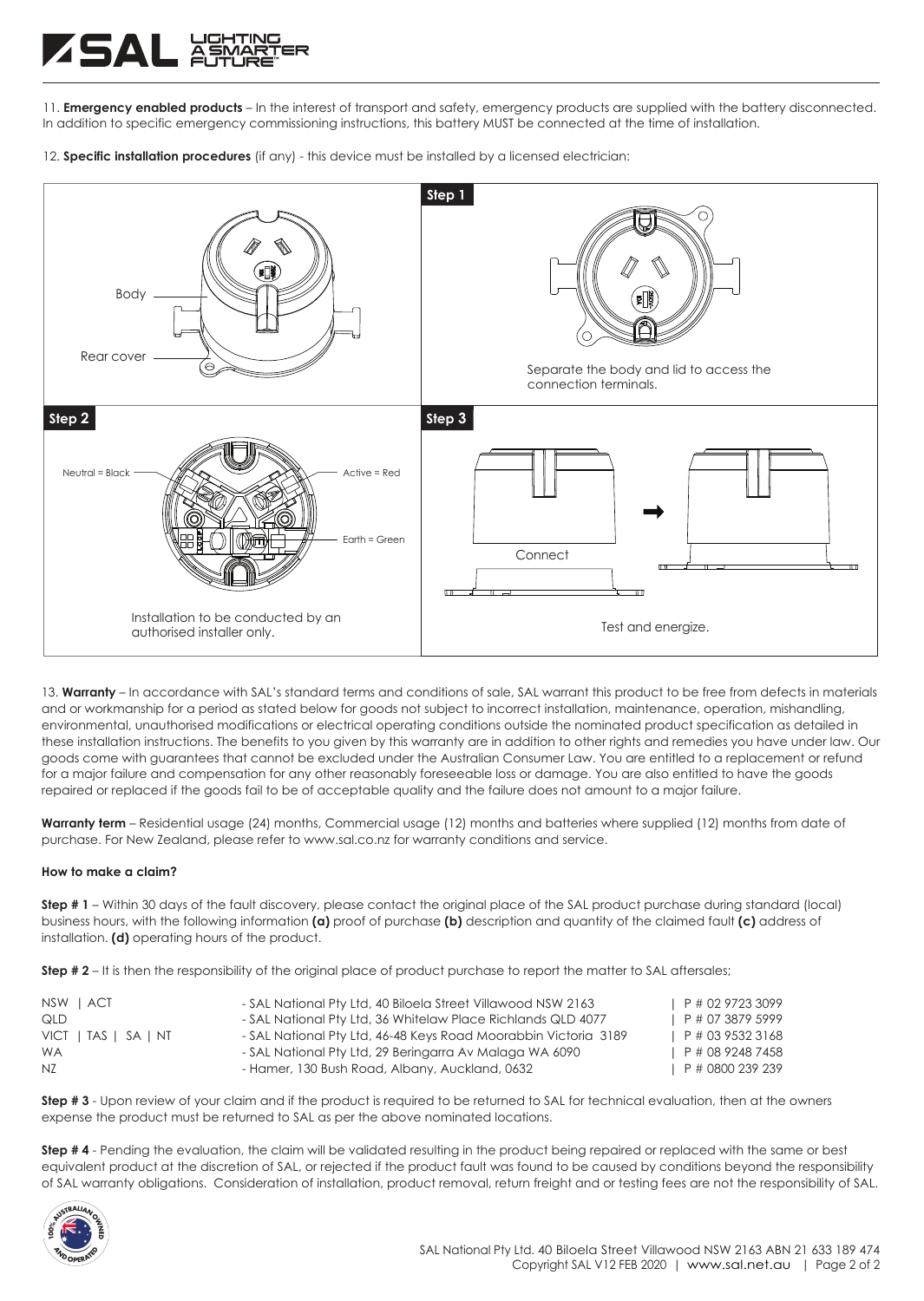11. **Emergency enabled products** – In the interest of transport and safety, emergency products are supplied with the battery disconnected. In addition to specific emergency commissioning instructions, this battery MUST be connected at the time of installation.

12. **Specific installation procedures** (if any) - this device must be installed by a licensed electrician:

Body

Rear cover

**Step 1**

Separate the body and lid to access the connection terminals.

**Step 2**

Neutral = Black

Active = Red

Earth = Green

Installation to be conducted by an authorised installer only.

**Step 3**

Connect

Test and energize.

13. **Warranty** – In accordance with SAL's standard terms and conditions of sale, SAL warrant this product to be free from defects in materials and or workmanship for a period as stated below for goods not subject to incorrect installation, maintenance, operation, mishandling, environmental, unauthorised modifications or electrical operating conditions outside the nominated product specification as detailed in these installation instructions. The benefits to you given by this warranty are in addition to other rights and remedies you have under law. Our goods come with guarantees that cannot be excluded under the Australian Consumer Law. You are entitled to a replacement or refund for a major failure and compensation for any other reasonably foreseeable loss or damage. You are also entitled to have the goods repaired or replaced if the goods fail to be of acceptable quality and the failure does not amount to a major failure.

**Warranty term** – Residential usage (24) months, Commercial usage (12) months and batteries where supplied (12) months from date of purchase. For New Zealand, please refer to www.sal.co.nz for warranty conditions and service.

**How to make a claim?**

**Step # 1** – Within 30 days of the fault discovery, please contact the original place of the SAL product purchase during standard (local) business hours, with the following information **(a)** proof of purchase **(b)** description and quantity of the claimed fault **(c)** address of installation. **(d)** operating hours of the product.

**Step # 2** – It is then the responsibility of the original place of product purchase to report the matter to SAL aftersales;

| | | |
|---|---|---|
| NSW \| ACT | - SAL National Pty Ltd, 40 Biloela Street Villawood NSW 2163 | P # 02 9723 3099 |
| QLD | - SAL National Pty Ltd, 36 Whitelaw Place Richlands QLD 4077 | P # 07 3879 5999 |
| VICT \| TAS \| SA \| NT | - SAL National Pty Ltd, 46-48 Keys Road Moorabbin Victoria 3189 | P # 03 9532 3168 |
| WA | - SAL National Pty Ltd, 29 Beringarra Av Malaga WA 6090 | P # 08 9248 7458 |
| NZ | - Hamer, 130 Bush Road, Albany, Auckland, 0632 | P # 0800 239 239 |

**Step # 3** - Upon review of your claim and if the product is required to be returned to SAL for technical evaluation, then at the owners expense the product must be returned to SAL as per the above nominated locations.

**Step # 4** - Pending the evaluation, the claim will be validated resulting in the product being repaired or replaced with the same or best equivalent product at the discretion of SAL, or rejected if the product fault was found to be caused by conditions beyond the responsibility of SAL warranty obligations. Consideration of installation, product removal, return freight and or testing fees are not the responsibility of SAL.

SAL National Pty Ltd. 40 Biloela Street Villawood NSW 2163 ABN 21 633 189 474
Copyright SAL V12 FEB 2020 | www.sal.net.au